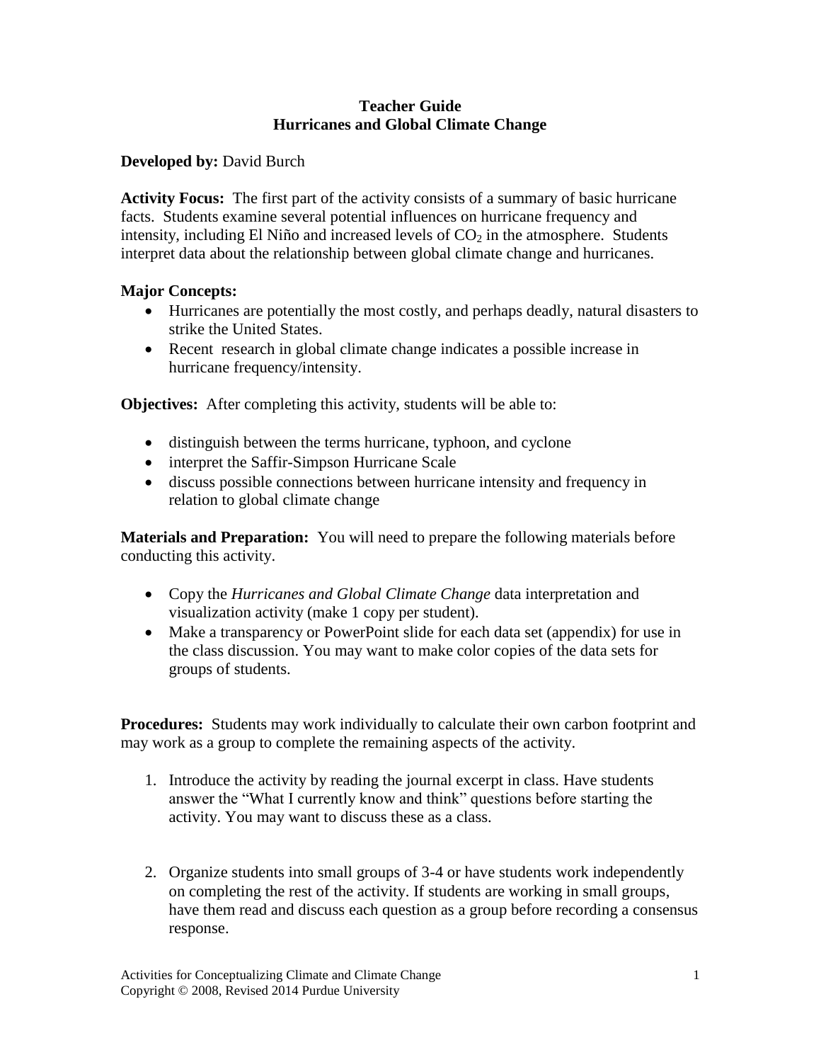# Teacher Guide
# Hurricanes and Global Climate Change

**Developed by:** David Burch

**Activity Focus:** The first part of the activity consists of a summary of basic hurricane facts. Students examine several potential influences on hurricane frequency and intensity, including El Niño and increased levels of $CO_2$ in the atmosphere. Students interpret data about the relationship between global climate change and hurricanes.

**Major Concepts:**

- Hurricanes are potentially the most costly, and perhaps deadly, natural disasters to strike the United States.
- Recent research in global climate change indicates a possible increase in hurricane frequency/intensity.

**Objectives:** After completing this activity, students will be able to:

- distinguish between the terms hurricane, typhoon, and cyclone
- interpret the Saffir-Simpson Hurricane Scale
- discuss possible connections between hurricane intensity and frequency in relation to global climate change

**Materials and Preparation:** You will need to prepare the following materials before conducting this activity.

- Copy the *Hurricanes and Global Climate Change* data interpretation and visualization activity (make 1 copy per student).
- Make a transparency or PowerPoint slide for each data set (appendix) for use in the class discussion. You may want to make color copies of the data sets for groups of students.

**Procedures:** Students may work individually to calculate their own carbon footprint and may work as a group to complete the remaining aspects of the activity.

1. Introduce the activity by reading the journal excerpt in class. Have students answer the "What I currently know and think" questions before starting the activity. You may want to discuss these as a class.

2. Organize students into small groups of 3-4 or have students work independently on completing the rest of the activity. If students are working in small groups, have them read and discuss each question as a group before recording a consensus response.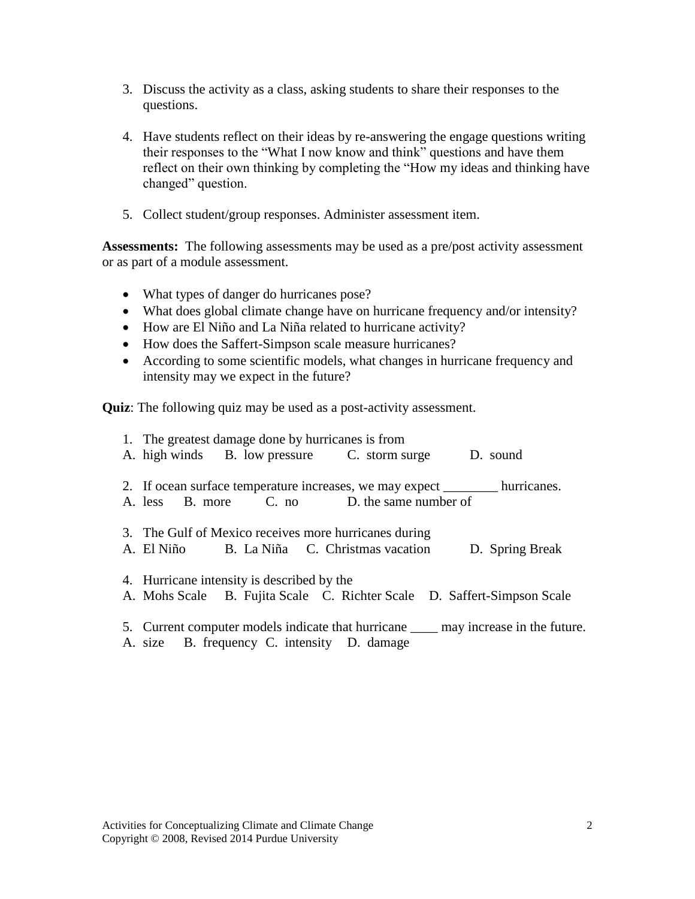3. Discuss the activity as a class, asking students to share their responses to the questions.

4. Have students reflect on their ideas by re-answering the engage questions writing their responses to the "What I now know and think" questions and have them reflect on their own thinking by completing the "How my ideas and thinking have changed" question.

5. Collect student/group responses. Administer assessment item.

**Assessments:** The following assessments may be used as a pre/post activity assessment or as part of a module assessment.

- What types of danger do hurricanes pose?
- What does global climate change have on hurricane frequency and/or intensity?
- How are El Niño and La Niña related to hurricane activity?
- How does the Saffert-Simpson scale measure hurricanes?
- According to some scientific models, what changes in hurricane frequency and intensity may we expect in the future?

**Quiz**: The following quiz may be used as a post-activity assessment.

1. The greatest damage done by hurricanes is from
   A. high winds B. low pressure C. storm surge D. sound

2. If ocean surface temperature increases, we may expect ________ hurricanes.
   A. less B. more C. no D. the same number of

3. The Gulf of Mexico receives more hurricanes during
   A. El Niño B. La Niña C. Christmas vacation D. Spring Break

4. Hurricane intensity is described by the
   A. Mohs Scale B. Fujita Scale C. Richter Scale D. Saffert-Simpson Scale

5. Current computer models indicate that hurricane ____ may increase in the future.
   A. size B. frequency C. intensity D. damage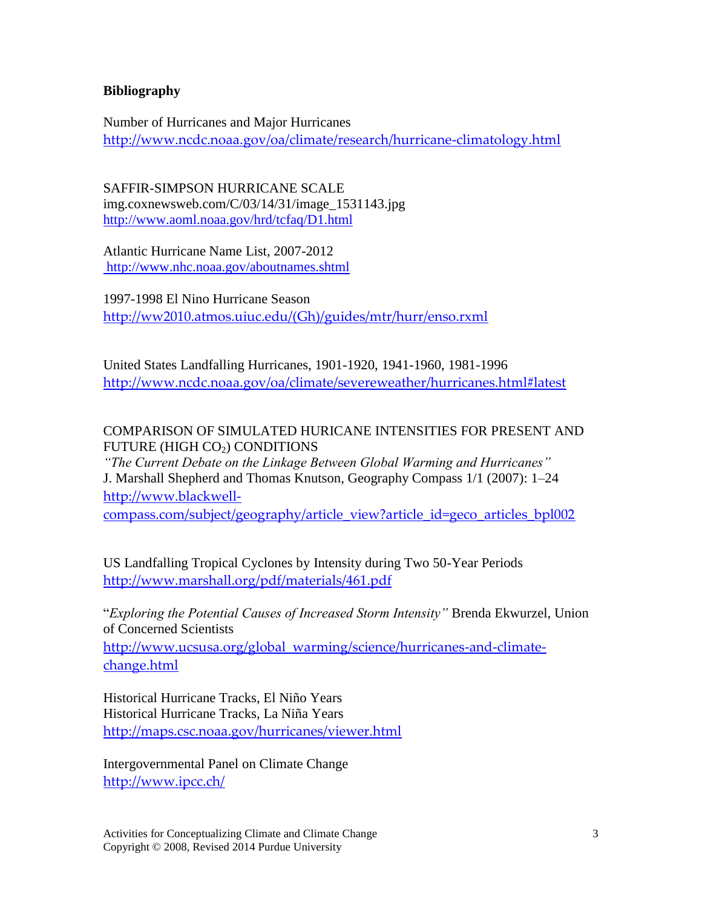**Bibliography**

Number of Hurricanes and Major Hurricanes
http://www.ncdc.noaa.gov/oa/climate/research/hurricane-climatology.html

SAFFIR-SIMPSON HURRICANE SCALE
img.coxnewsweb.com/C/03/14/31/image_1531143.jpg
http://www.aoml.noaa.gov/hrd/tcfaq/D1.html

Atlantic Hurricane Name List, 2007-2012
http://www.nhc.noaa.gov/aboutnames.shtml

1997-1998 El Nino Hurricane Season
http://ww2010.atmos.uiuc.edu/(Gh)/guides/mtr/hurr/enso.rxml

United States Landfalling Hurricanes, 1901-1920, 1941-1960, 1981-1996
http://www.ncdc.noaa.gov/oa/climate/severeweather/hurricanes.html#latest

COMPARISON OF SIMULATED HURICANE INTENSITIES FOR PRESENT AND FUTURE (HIGH $CO_2$) CONDITIONS
*"The Current Debate on the Linkage Between Global Warming and Hurricanes"*
J. Marshall Shepherd and Thomas Knutson, Geography Compass 1/1 (2007): 1–24
http://www.blackwell-compass.com/subject/geography/article_view?article_id=geco_articles_bpl002

US Landfalling Tropical Cyclones by Intensity during Two 50-Year Periods
http://www.marshall.org/pdf/materials/461.pdf

"*Exploring the Potential Causes of Increased Storm Intensity"* Brenda Ekwurzel, Union of Concerned Scientists
http://www.ucsusa.org/global_warming/science/hurricanes-and-climate-change.html

Historical Hurricane Tracks, El Niño Years
Historical Hurricane Tracks, La Niña Years
http://maps.csc.noaa.gov/hurricanes/viewer.html

Intergovernmental Panel on Climate Change
http://www.ipcc.ch/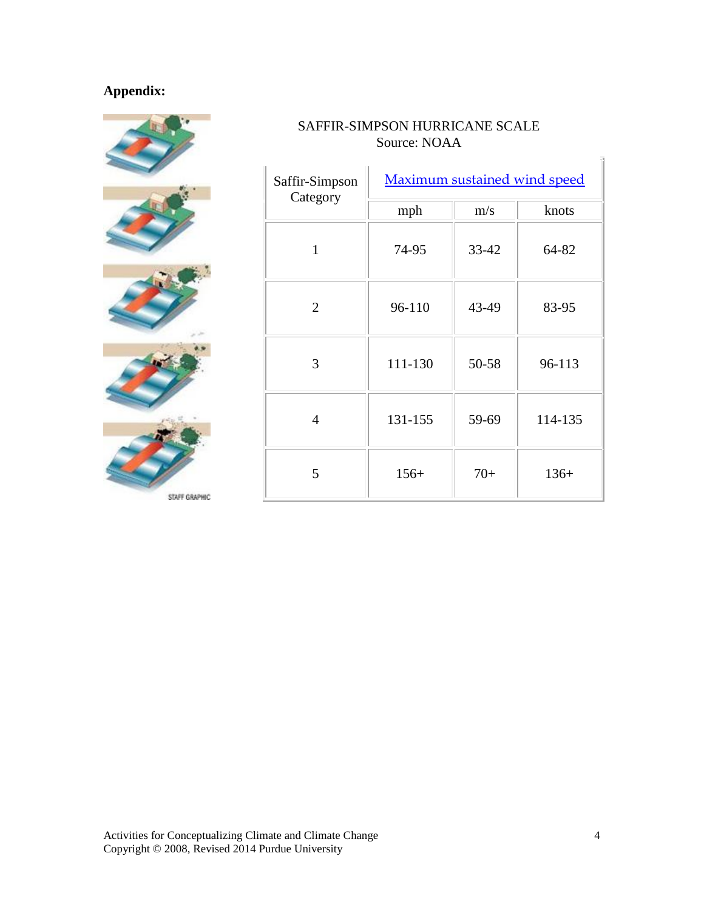**Appendix:**

SAFFIR-SIMPSON HURRICANE SCALE
Source: NOAA

| Saffir-Simpson Category | Maximum sustained wind speed | | |
|---|---|---|---|
| | mph | m/s | knots |
| 1 | 74-95 | 33-42 | 64-82 |
| 2 | 96-110 | 43-49 | 83-95 |
| 3 | 111-130 | 50-58 | 96-113 |
| 4 | 131-155 | 59-69 | 114-135 |
| 5 | 156+ | 70+ | 136+ |

STAFF GRAPHIC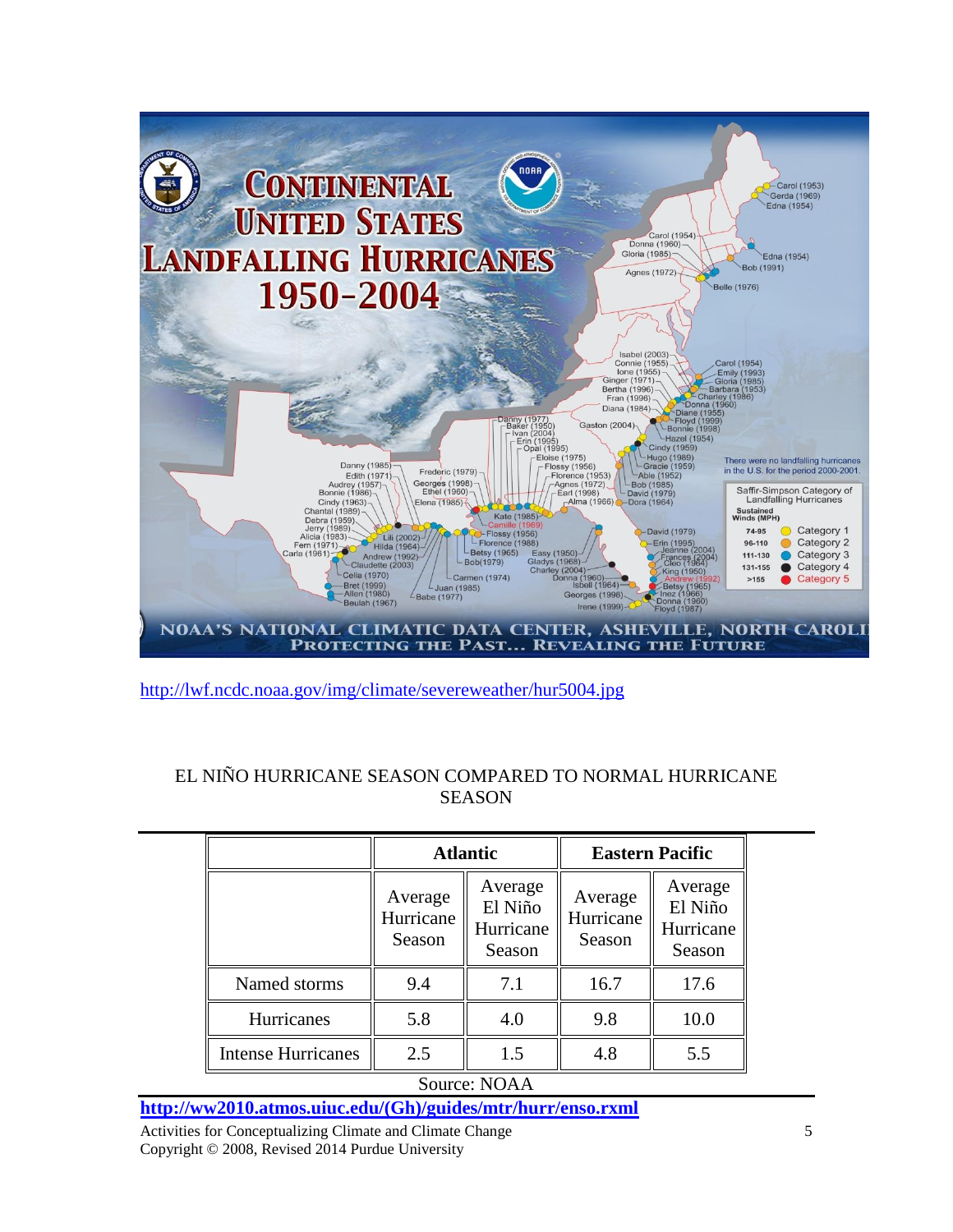http://lwf.ncdc.noaa.gov/img/climate/severeweather/hur5004.jpg

EL NIÑO HURRICANE SEASON COMPARED TO NORMAL HURRICANE SEASON

| | Atlantic | | Eastern Pacific | |
|---|---|---|---|---|
| | Average Hurricane Season | Average El Niño Hurricane Season | Average Hurricane Season | Average El Niño Hurricane Season |
| Named storms | 9.4 | 7.1 | 16.7 | 17.6 |
| Hurricanes | 5.8 | 4.0 | 9.8 | 10.0 |
| Intense Hurricanes | 2.5 | 1.5 | 4.8 | 5.5 |

Source: NOAA

**http://ww2010.atmos.uiuc.edu/(Gh)/guides/mtr/hurr/enso.rxml**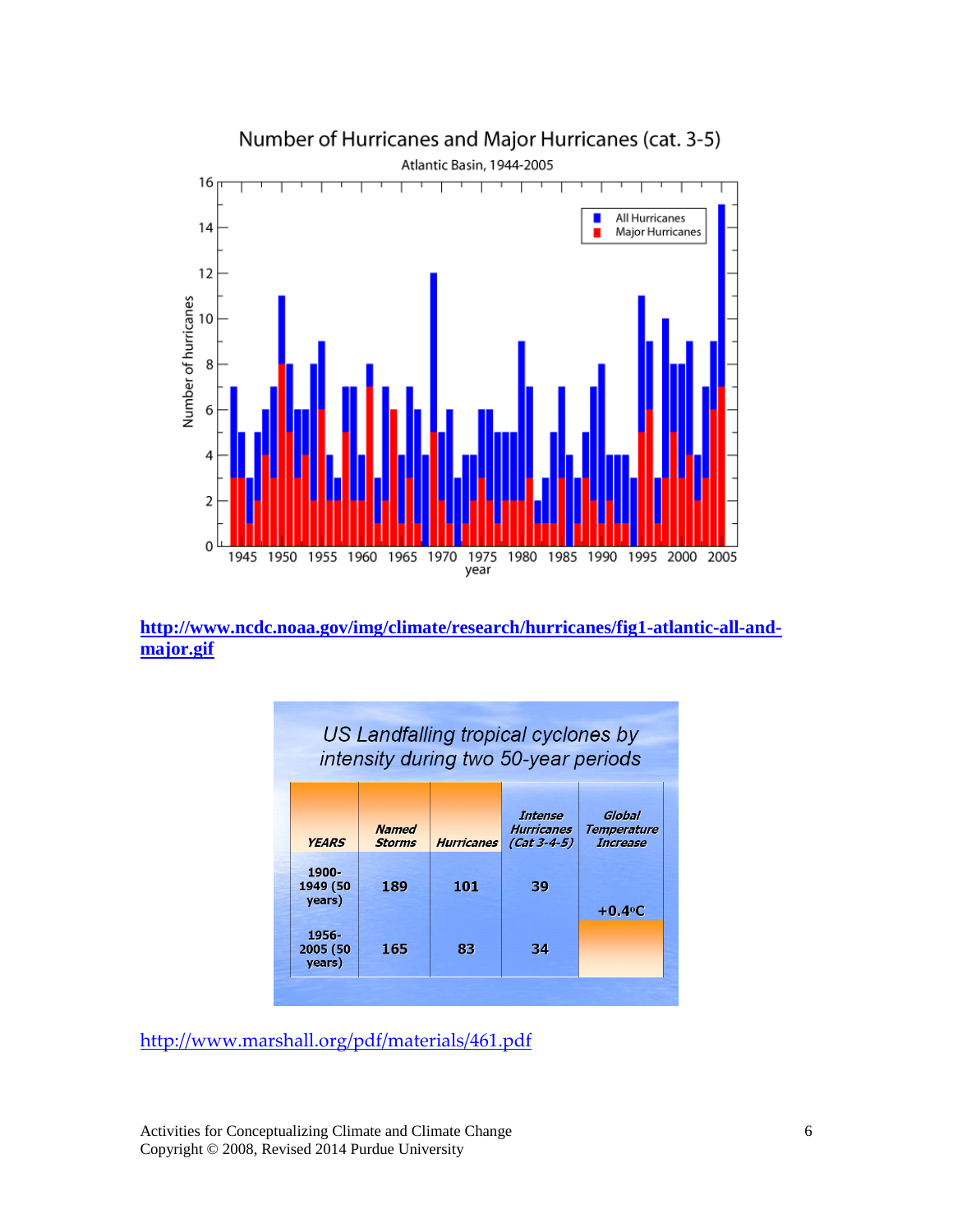Number of Hurricanes and Major Hurricanes (cat. 3-5)

Atlantic Basin, 1944-2005

http://www.ncdc.noaa.gov/img/climate/research/hurricanes/fig1-atlantic-all-and-major.gif

US Landfalling tropical cyclones by intensity during two 50-year periods

| YEARS | Named Storms | Hurricanes | Intense Hurricanes (Cat 3-4-5) | Global Temperature Increase |
|---|---|---|---|---|
| 1900-1949 (50 years) | 189 | 101 | 39 | +0.4°C |
| 1956-2005 (50 years) | 165 | 83 | 34 | |

http://www.marshall.org/pdf/materials/461.pdf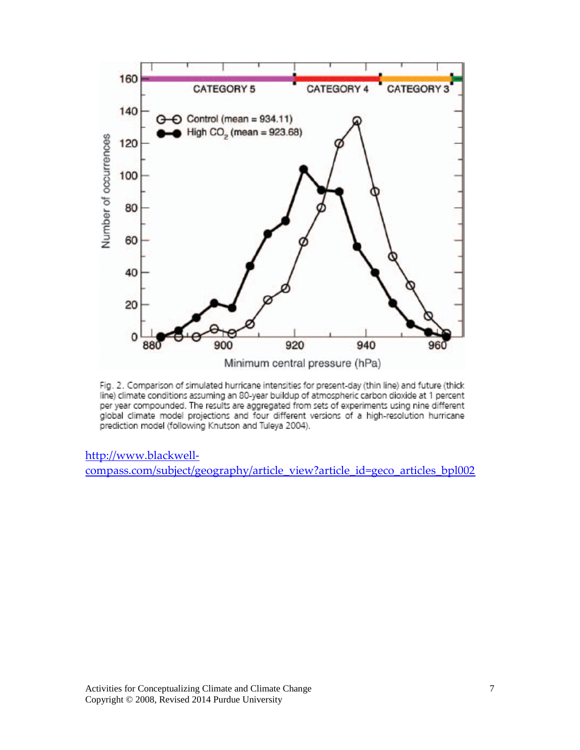Fig. 2. Comparison of simulated hurricane intensities for present-day (thin line) and future (thick line) climate conditions assuming an 80-year buildup of atmospheric carbon dioxide at 1 percent per year compounded. The results are aggregated from sets of experiments using nine different global climate model projections and four different versions of a high-resolution hurricane prediction model (following Knutson and Tuleya 2004).

http://www.blackwell-compass.com/subject/geography/article_view?article_id=geco_articles_bpl002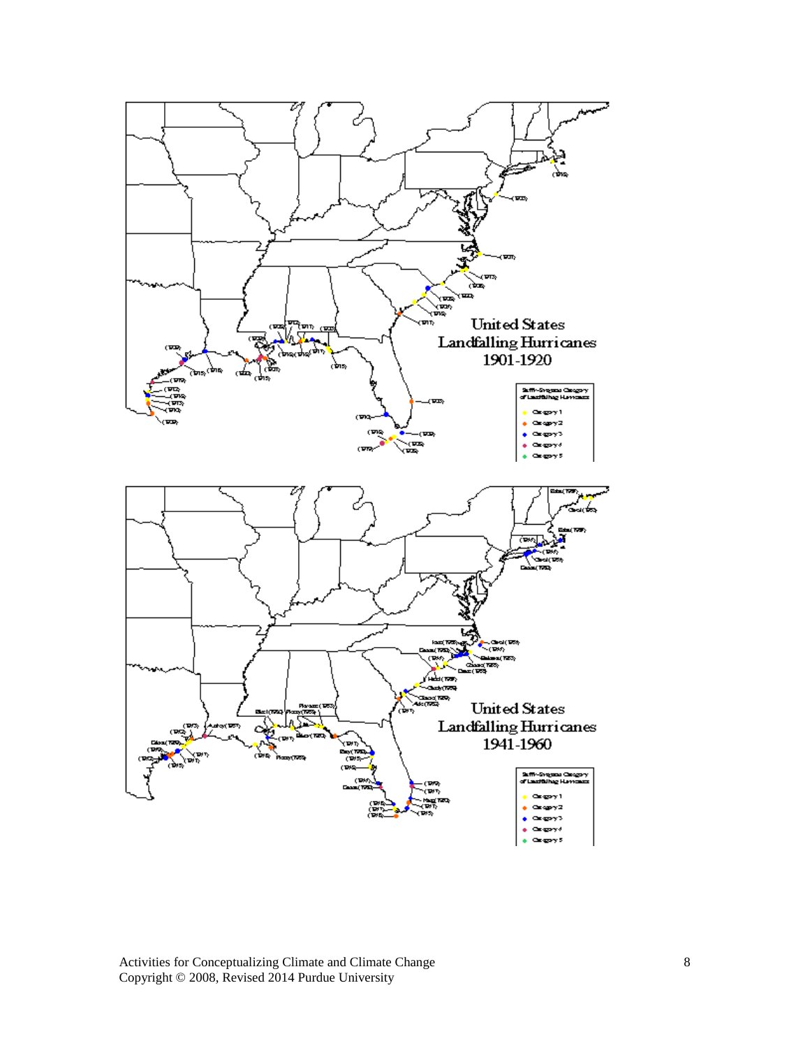United States Landfalling Hurricanes 1901-1920

Saffir-Simpson Category of Landfalling Hurricanes

- Category 1
- Category 2
- Category 3
- Category 4
- Category 5

United States Landfalling Hurricanes 1941-1960

Saffir-Simpson Category of Landfalling Hurricanes

- Category 1
- Category 2
- Category 3
- Category 4
- Category 5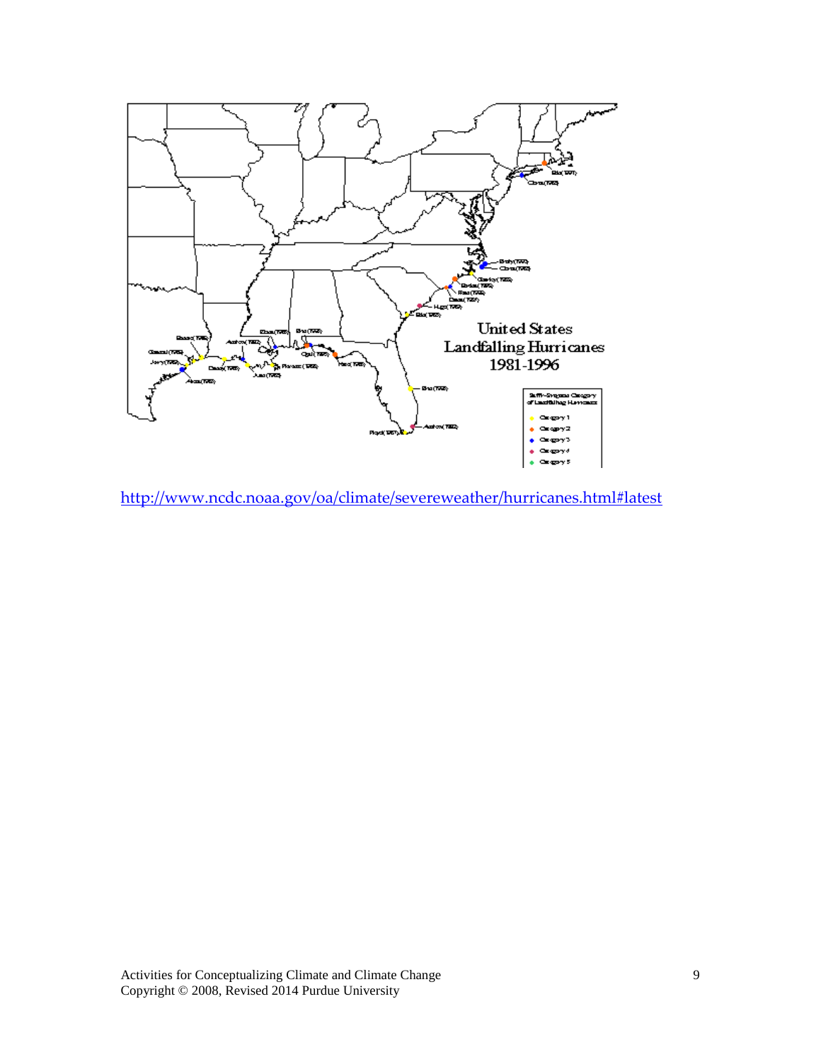http://www.ncdc.noaa.gov/oa/climate/severeweather/hurricanes.html#latest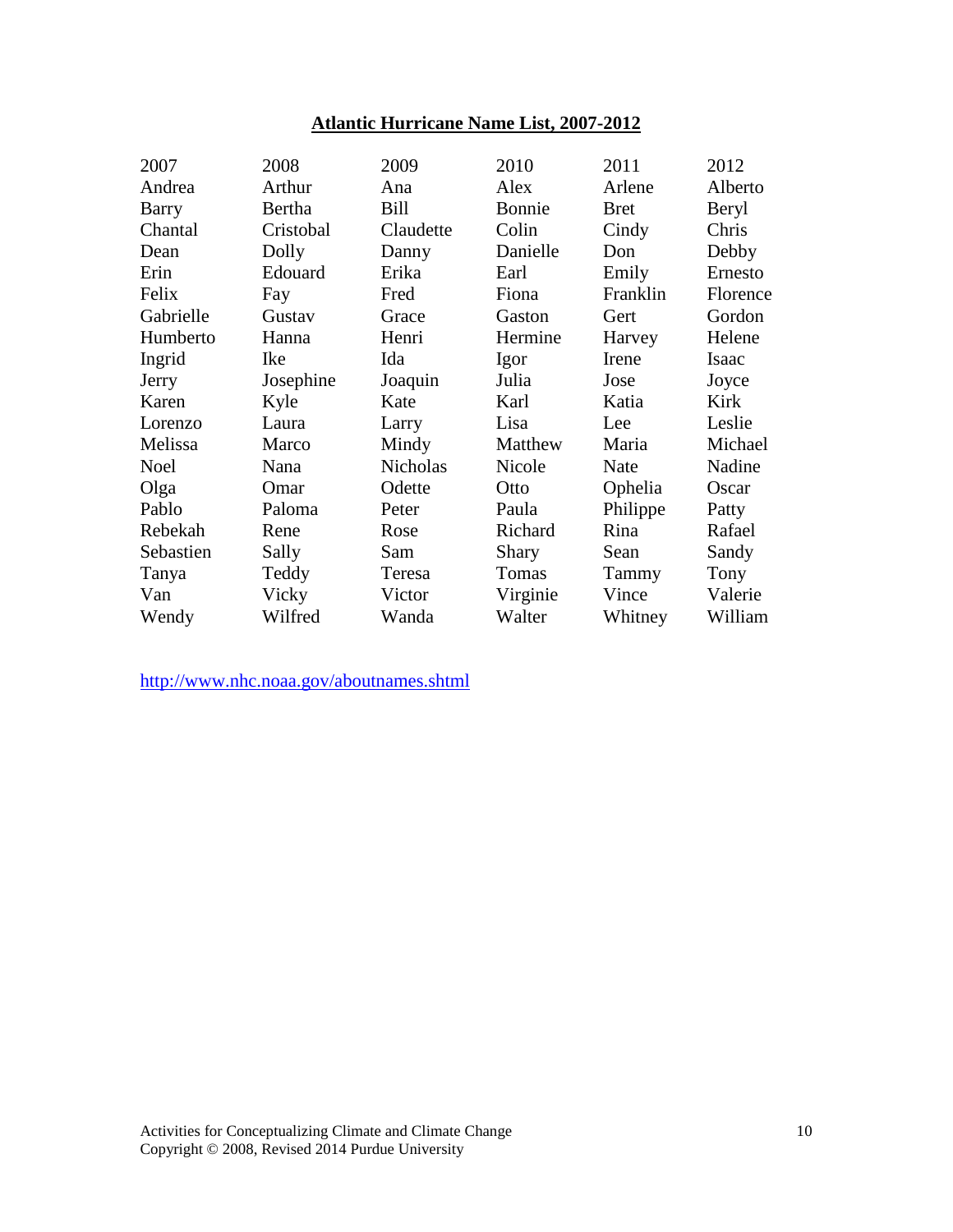**Atlantic Hurricane Name List, 2007-2012**

| 2007 | 2008 | 2009 | 2010 | 2011 | 2012 |
|---|---|---|---|---|---|
| Andrea | Arthur | Ana | Alex | Arlene | Alberto |
| Barry | Bertha | Bill | Bonnie | Bret | Beryl |
| Chantal | Cristobal | Claudette | Colin | Cindy | Chris |
| Dean | Dolly | Danny | Danielle | Don | Debby |
| Erin | Edouard | Erika | Earl | Emily | Ernesto |
| Felix | Fay | Fred | Fiona | Franklin | Florence |
| Gabrielle | Gustav | Grace | Gaston | Gert | Gordon |
| Humberto | Hanna | Henri | Hermine | Harvey | Helene |
| Ingrid | Ike | Ida | Igor | Irene | Isaac |
| Jerry | Josephine | Joaquin | Julia | Jose | Joyce |
| Karen | Kyle | Kate | Karl | Katia | Kirk |
| Lorenzo | Laura | Larry | Lisa | Lee | Leslie |
| Melissa | Marco | Mindy | Matthew | Maria | Michael |
| Noel | Nana | Nicholas | Nicole | Nate | Nadine |
| Olga | Omar | Odette | Otto | Ophelia | Oscar |
| Pablo | Paloma | Peter | Paula | Philippe | Patty |
| Rebekah | Rene | Rose | Richard | Rina | Rafael |
| Sebastien | Sally | Sam | Shary | Sean | Sandy |
| Tanya | Teddy | Teresa | Tomas | Tammy | Tony |
| Van | Vicky | Victor | Virginie | Vince | Valerie |
| Wendy | Wilfred | Wanda | Walter | Whitney | William |

http://www.nhc.noaa.gov/aboutnames.shtml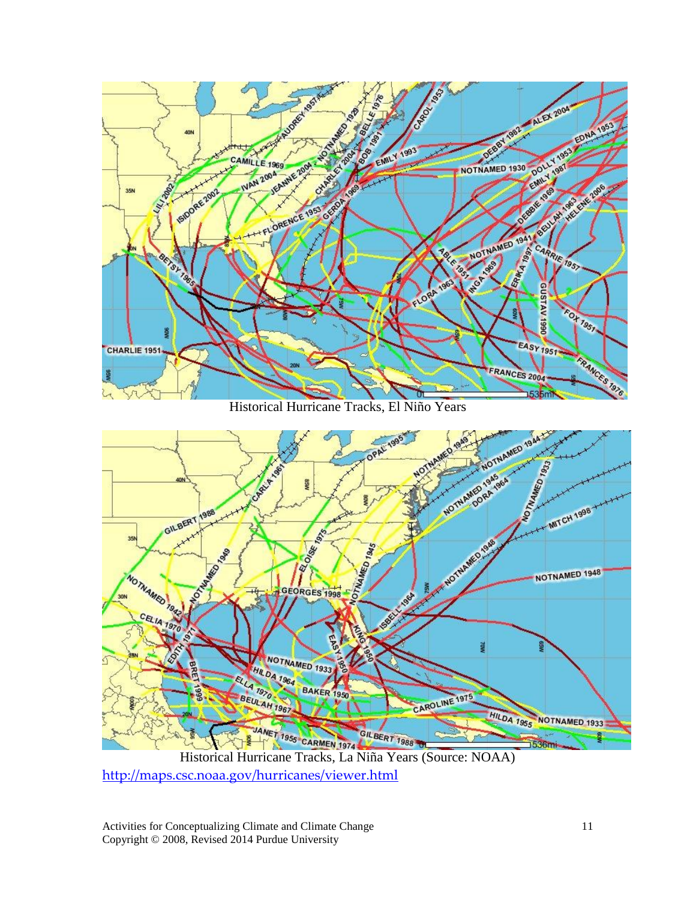ALEX 2004
AUDREY 1957
NOTNAMED 1929
BELLE 1976
CAROL 1953
EDNA 1953
DEBBY 1982
BOB 1991
CAMILLE 1969
EMILY 1993
NOTNAMED 1930
DOLLY 1953
CHARLEY 2004
EMILY 1987
IVAN 2004
JEANNE 2004
HELENE 2006
LILI 2002
ISIDORE 2002
GERDA 1969
DEBBIE 1969
BEULAH 1963
FLORENCE 1953
NOTNAMED 1941
CARRIE 1957
ABLE 1951
INGA 1969
BETSY 1965
ERIKA 1997
FLORA 1963
GUSTAV 1990
FOX 1951
CHARLIE 1951
EASY 1951
FRANCES 2004
FRANCES 1976
40N
35N
30N
20N
90W
80W
75W
70W
65W
60W
55W
95W
0
535mi

Historical Hurricane Tracks, El Niño Years

OPAL 1995
NOTNAMED 1949
NOTNAMED 1944
CARLA 1961
NOTNAMED 1933
NOTNAMED 1945
DORA 1964
MITCH 1998
GILBERT 1988
ELOISE 1975
NOTNAMED 1945
NOTNAMED 1948
NOTNAMED 1949
NOTNAMED 1948
NOTNAMED 1942
GEORGES 1998
ISBELL 1964
CELIA 1970
EDITH 1971
KING 1950
EASY 1950
NOTNAMED 1933
BRET 1999
HILDA 1964
ELLA 1970
BAKER 1950
BEULAH 1967
CAROLINE 1975
HILDA 1955
NOTNAMED 1933
JANET 1955
CARMEN 1974
GILBERT 1988
40N
35N
30N
25N
20N
85W
80W
75W
70W
65W
60W
95W
90W
100W
0
536mi

Historical Hurricane Tracks, La Niña Years (Source: NOAA)
http://maps.csc.noaa.gov/hurricanes/viewer.html